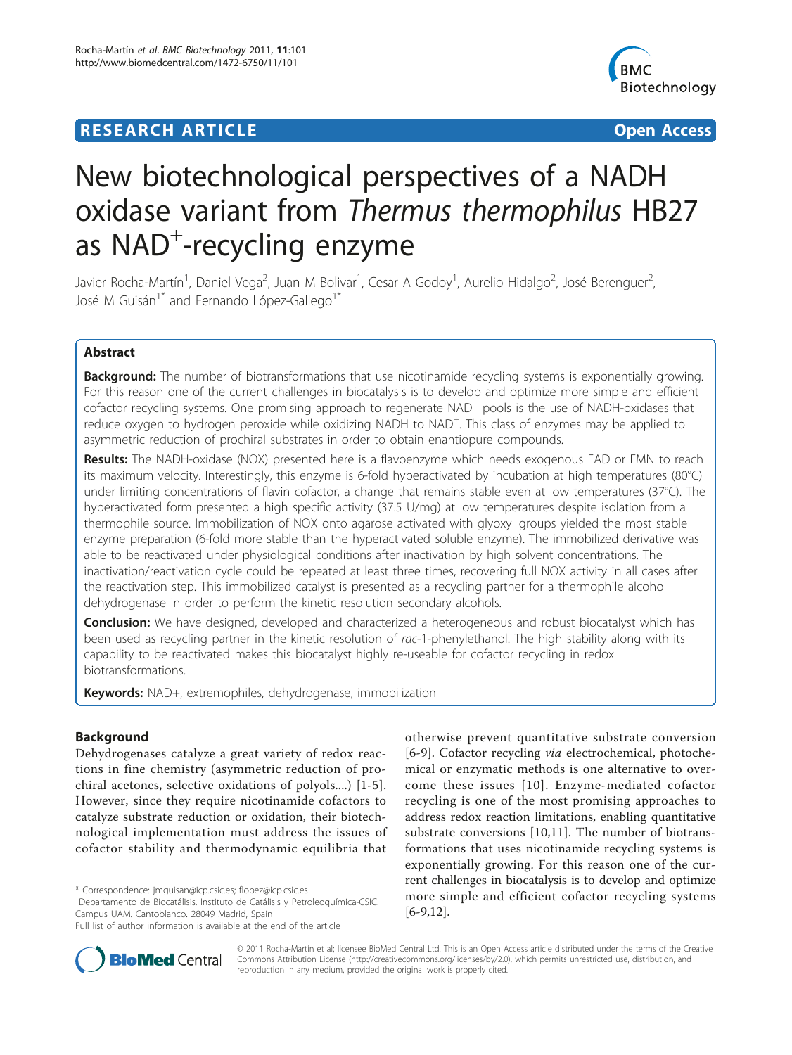# RESEARCH ARTICLE Open Access

# New biotechnological perspectives of a NADH oxidase variant from *Thermus thermophilus* HB27 as $NAD^+$-recycling enzyme

Javier Rocha-Martín[1], Daniel Vega[2], Juan M Bolivar[1], Cesar A Godoy[1], Aurelio Hidalgo[2], José Berenguer[2], José M Guisán[1*] and Fernando López-Gallego[1*]

## Abstract

**Background:** The number of biotransformations that use nicotinamide recycling systems is exponentially growing. For this reason one of the current challenges in biocatalysis is to develop and optimize more simple and efficient cofactor recycling systems. One promising approach to regenerate $NAD^+$ pools is the use of NADH-oxidases that reduce oxygen to hydrogen peroxide while oxidizing NADH to $NAD^+$. This class of enzymes may be applied to asymmetric reduction of prochiral substrates in order to obtain enantiopure compounds.

**Results:** The NADH-oxidase (NOX) presented here is a flavoenzyme which needs exogenous FAD or FMN to reach its maximum velocity. Interestingly, this enzyme is 6-fold hyperactivated by incubation at high temperatures (80°C) under limiting concentrations of flavin cofactor, a change that remains stable even at low temperatures (37°C). The hyperactivated form presented a high specific activity (37.5 U/mg) at low temperatures despite isolation from a thermophile source. Immobilization of NOX onto agarose activated with glyoxyl groups yielded the most stable enzyme preparation (6-fold more stable than the hyperactivated soluble enzyme). The immobilized derivative was able to be reactivated under physiological conditions after inactivation by high solvent concentrations. The inactivation/reactivation cycle could be repeated at least three times, recovering full NOX activity in all cases after the reactivation step. This immobilized catalyst is presented as a recycling partner for a thermophile alcohol dehydrogenase in order to perform the kinetic resolution secondary alcohols.

**Conclusion:** We have designed, developed and characterized a heterogeneous and robust biocatalyst which has been used as recycling partner in the kinetic resolution of *rac*-1-phenylethanol. The high stability along with its capability to be reactivated makes this biocatalyst highly re-useable for cofactor recycling in redox biotransformations.

**Keywords:** NAD+, extremophiles, dehydrogenase, immobilization

## Background

Dehydrogenases catalyze a great variety of redox reactions in fine chemistry (asymmetric reduction of prochiral acetones, selective oxidations of polyols....) [1-5]. However, since they require nicotinamide cofactors to catalyze substrate reduction or oxidation, their biotechnological implementation must address the issues of cofactor stability and thermodynamic equilibria that otherwise prevent quantitative substrate conversion [6-9]. Cofactor recycling *via* electrochemical, photochemical or enzymatic methods is one alternative to overcome these issues [10]. Enzyme-mediated cofactor recycling is one of the most promising approaches to address redox reaction limitations, enabling quantitative substrate conversions [10,11]. The number of biotransformations that uses nicotinamide recycling systems is exponentially growing. For this reason one of the current challenges in biocatalysis is to develop and optimize more simple and efficient cofactor recycling systems [6-9,12].

\* Correspondence: jmguisan@icp.csic.es; flopez@icp.csic.es

[1]Departamento de Biocatálisis. Instituto de Catálisis y Petroleoquímica-CSIC. Campus UAM. Cantoblanco. 28049 Madrid, Spain

Full list of author information is available at the end of the article

© 2011 Rocha-Martín et al; licensee BioMed Central Ltd. This is an Open Access article distributed under the terms of the Creative Commons Attribution License (http://creativecommons.org/licenses/by/2.0), which permits unrestricted use, distribution, and reproduction in any medium, provided the original work is properly cited.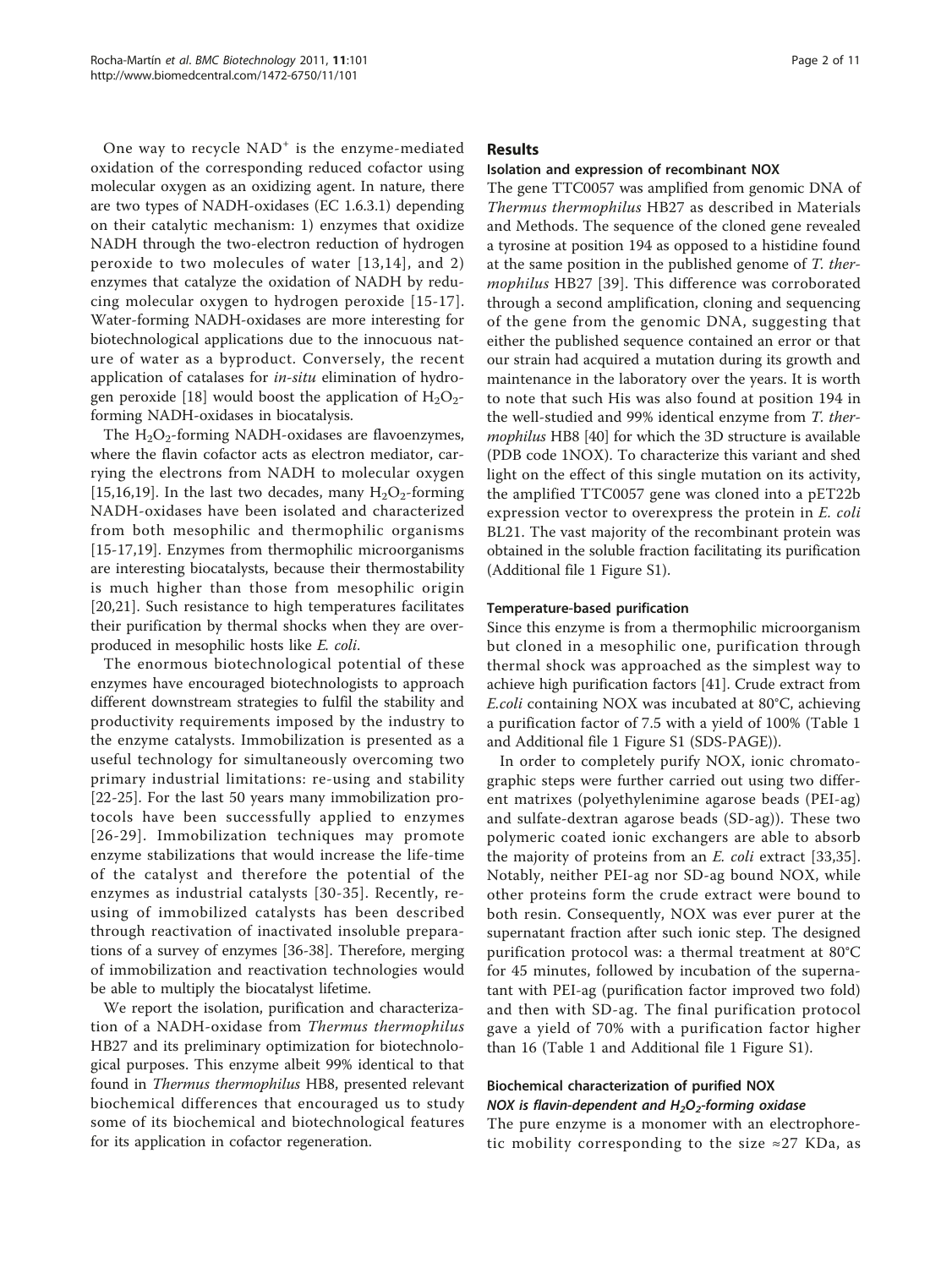One way to recycle $NAD^+$ is the enzyme-mediated oxidation of the corresponding reduced cofactor using molecular oxygen as an oxidizing agent. In nature, there are two types of NADH-oxidases (EC 1.6.3.1) depending on their catalytic mechanism: 1) enzymes that oxidize NADH through the two-electron reduction of hydrogen peroxide to two molecules of water [13,14], and 2) enzymes that catalyze the oxidation of NADH by reducing molecular oxygen to hydrogen peroxide [15-17]. Water-forming NADH-oxidases are more interesting for biotechnological applications due to the innocuous nature of water as a byproduct. Conversely, the recent application of catalases for *in-situ* elimination of hydrogen peroxide [18] would boost the application of $H_2O_2$-forming NADH-oxidases in biocatalysis.

The $H_2O_2$-forming NADH-oxidases are flavoenzymes, where the flavin cofactor acts as electron mediator, carrying the electrons from NADH to molecular oxygen [15,16,19]. In the last two decades, many $H_2O_2$-forming NADH-oxidases have been isolated and characterized from both mesophilic and thermophilic organisms [15-17,19]. Enzymes from thermophilic microorganisms are interesting biocatalysts, because their thermostability is much higher than those from mesophilic origin [20,21]. Such resistance to high temperatures facilitates their purification by thermal shocks when they are overproduced in mesophilic hosts like *E. coli*.

The enormous biotechnological potential of these enzymes have encouraged biotechnologists to approach different downstream strategies to fulfil the stability and productivity requirements imposed by the industry to the enzyme catalysts. Immobilization is presented as a useful technology for simultaneously overcoming two primary industrial limitations: re-using and stability [22-25]. For the last 50 years many immobilization protocols have been successfully applied to enzymes [26-29]. Immobilization techniques may promote enzyme stabilizations that would increase the life-time of the catalyst and therefore the potential of the enzymes as industrial catalysts [30-35]. Recently, re-using of immobilized catalysts has been described through reactivation of inactivated insoluble preparations of a survey of enzymes [36-38]. Therefore, merging of immobilization and reactivation technologies would be able to multiply the biocatalyst lifetime.

We report the isolation, purification and characterization of a NADH-oxidase from *Thermus thermophilus* HB27 and its preliminary optimization for biotechnological purposes. This enzyme albeit 99% identical to that found in *Thermus thermophilus* HB8, presented relevant biochemical differences that encouraged us to study some of its biochemical and biotechnological features for its application in cofactor regeneration.

## Results

### Isolation and expression of recombinant NOX

The gene TTC0057 was amplified from genomic DNA of *Thermus thermophilus* HB27 as described in Materials and Methods. The sequence of the cloned gene revealed a tyrosine at position 194 as opposed to a histidine found at the same position in the published genome of *T. thermophilus* HB27 [39]. This difference was corroborated through a second amplification, cloning and sequencing of the gene from the genomic DNA, suggesting that either the published sequence contained an error or that our strain had acquired a mutation during its growth and maintenance in the laboratory over the years. It is worth to note that such His was also found at position 194 in the well-studied and 99% identical enzyme from *T. thermophilus* HB8 [40] for which the 3D structure is available (PDB code 1NOX). To characterize this variant and shed light on the effect of this single mutation on its activity, the amplified TTC0057 gene was cloned into a pET22b expression vector to overexpress the protein in *E. coli* BL21. The vast majority of the recombinant protein was obtained in the soluble fraction facilitating its purification (Additional file 1 Figure S1).

### Temperature-based purification

Since this enzyme is from a thermophilic microorganism but cloned in a mesophilic one, purification through thermal shock was approached as the simplest way to achieve high purification factors [41]. Crude extract from *E.coli* containing NOX was incubated at 80°C, achieving a purification factor of 7.5 with a yield of 100% (Table 1 and Additional file 1 Figure S1 (SDS-PAGE)).

In order to completely purify NOX, ionic chromatographic steps were further carried out using two different matrixes (polyethylenimine agarose beads (PEI-ag) and sulfate-dextran agarose beads (SD-ag)). These two polymeric coated ionic exchangers are able to absorb the majority of proteins from an *E. coli* extract [33,35]. Notably, neither PEI-ag nor SD-ag bound NOX, while other proteins form the crude extract were bound to both resin. Consequently, NOX was ever purer at the supernatant fraction after such ionic step. The designed purification protocol was: a thermal treatment at 80°C for 45 minutes, followed by incubation of the supernatant with PEI-ag (purification factor improved two fold) and then with SD-ag. The final purification protocol gave a yield of 70% with a purification factor higher than 16 (Table 1 and Additional file 1 Figure S1).

### Biochemical characterization of purified NOX

#### *NOX is flavin-dependent and $H_2O_2$-forming oxidase*

The pure enzyme is a monomer with an electrophoretic mobility corresponding to the size ≈27 KDa, as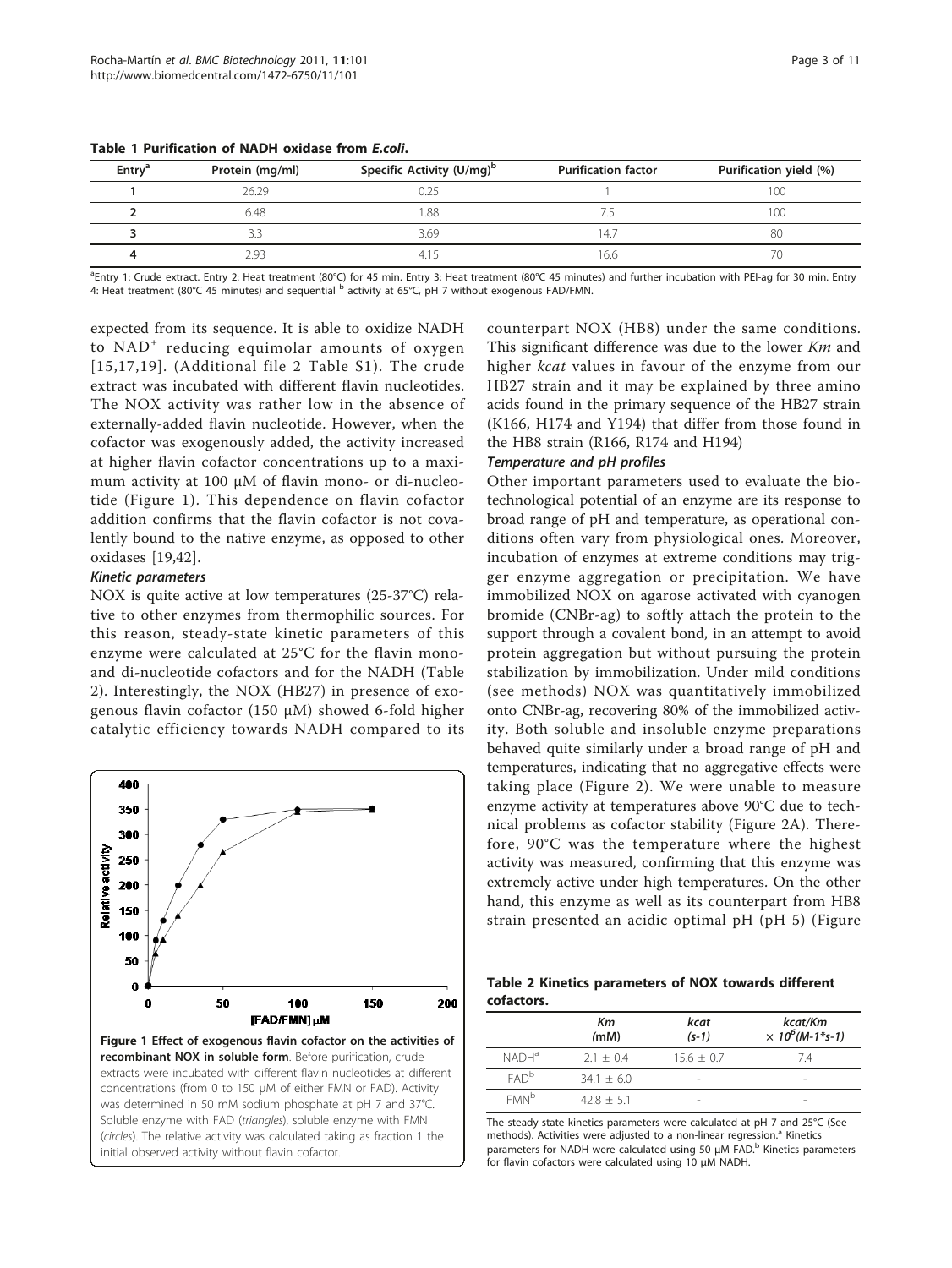**Table 1 Purification of NADH oxidase from *E.coli*.**

| Entry[a] | Protein (mg/ml) | Specific Activity (U/mg)[b] | Purification factor | Purification yield (%) |
|---|---|---|---|---|
| **1** | 26.29 | 0.25 | 1 | 100 |
| **2** | 6.48 | 1.88 | 7.5 | 100 |
| **3** | 3.3 | 3.69 | 14.7 | 80 |
| **4** | 2.93 | 4.15 | 16.6 | 70 |

[a]Entry 1: Crude extract. Entry 2: Heat treatment (80°C) for 45 min. Entry 3: Heat treatment (80°C 45 minutes) and further incubation with PEI-ag for 30 min. Entry 4: Heat treatment (80°C 45 minutes) and sequential [b] activity at 65°C, pH 7 without exogenous FAD/FMN.

expected from its sequence. It is able to oxidize NADH to $NAD^+$ reducing equimolar amounts of oxygen [15,17,19]. (Additional file 2 Table S1). The crude extract was incubated with different flavin nucleotides. The NOX activity was rather low in the absence of externally-added flavin nucleotide. However, when the cofactor was exogenously added, the activity increased at higher flavin cofactor concentrations up to a maximum activity at 100 μM of flavin mono- or di-nucleotide (Figure 1). This dependence on flavin cofactor addition confirms that the flavin cofactor is not covalently bound to the native enzyme, as opposed to other oxidases [19,42].

#### *Kinetic parameters*

NOX is quite active at low temperatures (25-37°C) relative to other enzymes from thermophilic sources. For this reason, steady-state kinetic parameters of this enzyme were calculated at 25°C for the flavin mono- and di-nucleotide cofactors and for the NADH (Table 2). Interestingly, the NOX (HB27) in presence of exogenous flavin cofactor (150 μM) showed 6-fold higher catalytic efficiency towards NADH compared to its counterpart NOX (HB8) under the same conditions. This significant difference was due to the lower *Km* and higher *kcat* values in favour of the enzyme from our HB27 strain and it may be explained by three amino acids found in the primary sequence of the HB27 strain (K166, H174 and Y194) that differ from those found in the HB8 strain (R166, R174 and H194)

**Figure 1 Effect of exogenous flavin cofactor on the activities of recombinant NOX in soluble form**. Before purification, crude extracts were incubated with different flavin nucleotides at different concentrations (from 0 to 150 μM of either FMN or FAD). Activity was determined in 50 mM sodium phosphate at pH 7 and 37°C. Soluble enzyme with FAD (*triangles*), soluble enzyme with FMN (*circles*). The relative activity was calculated taking as fraction 1 the initial observed activity without flavin cofactor.

#### *Temperature and pH profiles*

Other important parameters used to evaluate the biotechnological potential of an enzyme are its response to broad range of pH and temperature, as operational conditions often vary from physiological ones. Moreover, incubation of enzymes at extreme conditions may trigger enzyme aggregation or precipitation. We have immobilized NOX on agarose activated with cyanogen bromide (CNBr-ag) to softly attach the protein to the support through a covalent bond, in an attempt to avoid protein aggregation but without pursuing the protein stabilization by immobilization. Under mild conditions (see methods) NOX was quantitatively immobilized onto CNBr-ag, recovering 80% of the immobilized activity. Both soluble and insoluble enzyme preparations behaved quite similarly under a broad range of pH and temperatures, indicating that no aggregative effects were taking place (Figure 2). We were unable to measure enzyme activity at temperatures above 90°C due to technical problems as cofactor stability (Figure 2A). Therefore, 90°C was the temperature where the highest activity was measured, confirming that this enzyme was extremely active under high temperatures. On the other hand, this enzyme as well as its counterpart from HB8 strain presented an acidic optimal pH (pH 5) (Figure

**Table 2 Kinetics parameters of NOX towards different cofactors.**

| | *Km* (mM) | *kcat* (s-1) | *kcat/Km* $\times 10^6$(M-1*s-1) |
|---|---|---|---|
| NADH[a] | 2.1 ± 0.4 | 15.6 ± 0.7 | 7.4 |
| FAD[b] | 34.1 ± 6.0 | - | - |
| FMN[b] | 42.8 ± 5.1 | - | - |

The steady-state kinetics parameters were calculated at pH 7 and 25°C (See methods). Activities were adjusted to a non-linear regression.[a] Kinetics parameters for NADH were calculated using 50 μM FAD.[b] Kinetic parameters for flavin cofactors were calculated using 10 μM NADH.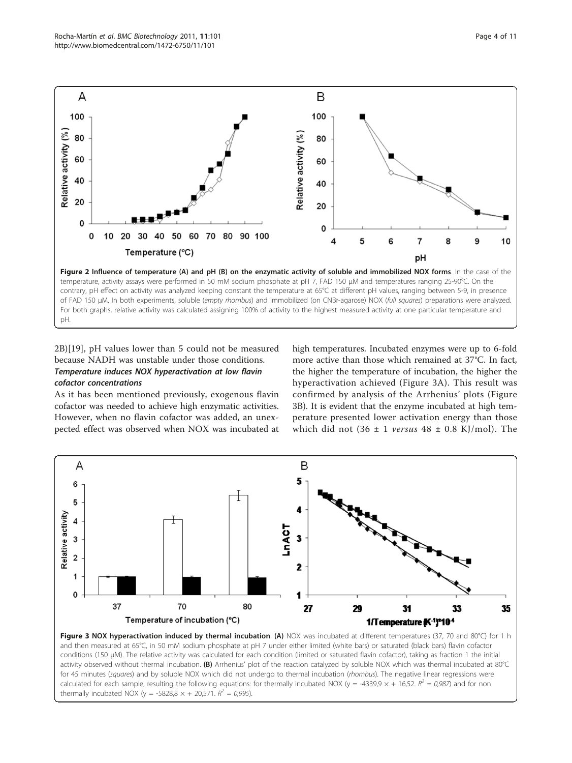**Figure 2 Influence of temperature (A) and pH (B) on the enzymatic activity of soluble and immobilized NOX forms**. In the case of the temperature, activity assays were performed in 50 mM sodium phosphate at pH 7, FAD 150 μM and temperatures ranging 25-90°C. On the contrary, pH effect on activity was analyzed keeping constant the temperature at 65°C at different pH values, ranging between 5-9, in presence of FAD 150 μM. In both experiments, soluble (*empty rhombus*) and immobilized (on CNBr-agarose) NOX (*full squares*) preparations were analyzed. For both graphs, relative activity was calculated assigning 100% of activity to the highest measured activity at one particular temperature and pH.

2B)[19], pH values lower than 5 could not be measured because NADH was unstable under those conditions.

### *Temperature induces NOX hyperactivation at low flavin cofactor concentrations*

As it has been mentioned previously, exogenous flavin cofactor was needed to achieve high enzymatic activities. However, when no flavin cofactor was added, an unexpected effect was observed when NOX was incubated at high temperatures. Incubated enzymes were up to 6-fold more active than those which remained at 37°C. In fact, the higher the temperature of incubation, the higher the hyperactivation achieved (Figure 3A). This result was confirmed by analysis of the Arrhenius' plots (Figure 3B). It is evident that the enzyme incubated at high temperature presented lower activation energy than those which did not (36 ± 1 *versus* 48 ± 0.8 KJ/mol). The

**Figure 3 NOX hyperactivation induced by thermal incubation**. **(A)** NOX was incubated at different temperatures (37, 70 and 80°C) for 1 h and then measured at 65°C, in 50 mM sodium phosphate at pH 7 under either limited (white bars) or saturated (black bars) flavin cofactor conditions (150 μM). The relative activity was calculated for each condition (limited or saturated flavin cofactor), taking as fraction 1 the initial activity observed without thermal incubation. **(B)** Arrhenius' plot of the reaction catalyzed by soluble NOX which was thermal incubated at 80°C for 45 minutes (*squares*) and by soluble NOX which did not undergo to thermal incubation (*rhombus*). The negative linear regressions were calculated for each sample, resulting the following equations: for thermally incubated NOX (y = -4339,9 × + 16,52. $R^2$ = *0,987*) and for non thermally incubated NOX (y = -5828,8 × + 20,571. $R^2$ = *0,995*).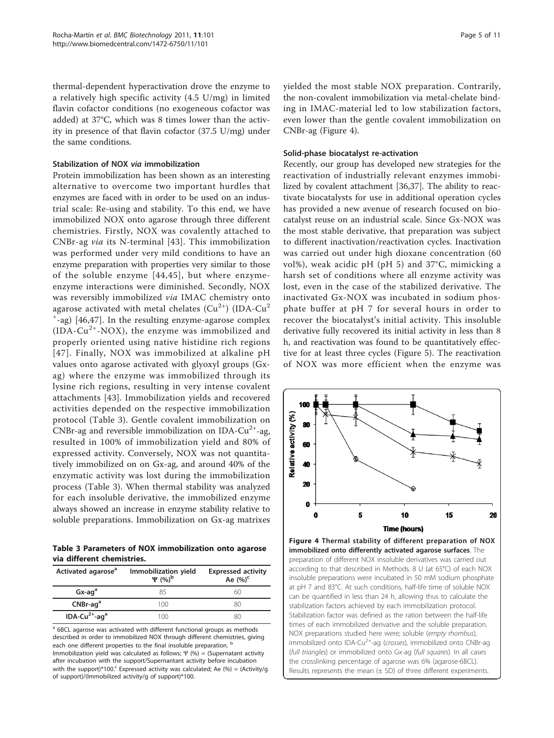thermal-dependent hyperactivation drove the enzyme to a relatively high specific activity (4.5 U/mg) in limited flavin cofactor conditions (no exogeneous cofactor was added) at 37°C, which was 8 times lower than the activity in presence of that flavin cofactor (37.5 U/mg) under the same conditions.

### Stabilization of NOX *via* immobilization

Protein immobilization has been shown as an interesting alternative to overcome two important hurdles that enzymes are faced with in order to be used on an industrial scale: Re-using and stability. To this end, we have immobilized NOX onto agarose through three different chemistries. Firstly, NOX was covalently attached to CNBr-ag *via* its N-terminal [43]. This immobilization was performed under very mild conditions to have an enzyme preparation with properties very similar to those of the soluble enzyme [44,45], but where enzyme-enzyme interactions were diminished. Secondly, NOX was reversibly immobilized *via* IMAC chemistry onto agarose activated with metal chelates ($Cu^{2+}$) (IDA-$Cu^{2+}$-ag) [46,47]. In the resulting enzyme-agarose complex (IDA-$Cu^{2+}$-NOX), the enzyme was immobilized and properly oriented using native histidine rich regions [47]. Finally, NOX was immobilized at alkaline pH values onto agarose activated with glyoxyl groups (Gx-ag) where the enzyme was immobilized through its lysine rich regions, resulting in very intense covalent attachments [43]. Immobilization yields and recovered activities depended on the respective immobilization protocol (Table 3). Gentle covalent immobilization on CNBr-ag and reversible immobilization on IDA-$Cu^{2+}$-ag, resulted in 100% of immobilization yield and 80% of expressed activity. Conversely, NOX was not quantitatively immobilized on on Gx-ag, and around 40% of the enzymatic activity was lost during the immobilization process (Table 3). When thermal stability was analyzed for each insoluble derivative, the immobilized enzyme always showed an increase in enzyme stability relative to soluble preparations. Immobilization on Gx-ag matrixes yielded the most stable NOX preparation. Contrarily, the non-covalent immobilization via metal-chelate binding in IMAC-material led to low stabilization factors, even lower than the gentle covalent immobilization on CNBr-ag (Figure 4).

**Table 3 Parameters of NOX immobilization onto agarose via different chemistries.**

| Activated agarose[a] | Immobilization yield $\Psi$ (%)[b] | Expressed activity Ae (%)[c] |
|---|---|---|
| Gx-ag[a] | 85 | 60 |
| CNBr-ag[a] | 100 | 80 |
| IDA-$Cu^{2+}$-ag[a] | 100 | 80 |

[a] 6BCL agarose was activated with different functional groups as methods described in order to immobilized NOX through different chemistries, giving each one different properties to the final insoluble preparation. [b] Immobilization yield was calculated as follows; $\Psi$ (%) = (Supernatant activity after incubation with the support/Supernatant activity before incubation with the support)*100.[c] Expressed activity was calculated; Ae (%) = (Activity/g of support)/(Immobilized activity/g of support)*100.

### Solid-phase biocatalyst re-activation

Recently, our group has developed new strategies for the reactivation of industrially relevant enzymes immobilized by covalent attachment [36,37]. The ability to reactivate biocatalysts for use in additional operation cycles has provided a new avenue of research focused on biocatalyst reuse on an industrial scale. Since Gx-NOX was the most stable derivative, that preparation was subject to different inactivation/reactivation cycles. Inactivation was carried out under high dioxane concentration (60 vol%), weak acidic pH (pH 5) and 37°C, mimicking a harsh set of conditions where all enzyme activity was lost, even in the case of the stabilized derivative. The inactivated Gx-NOX was incubated in sodium phosphate buffer at pH 7 for several hours in order to recover the biocatalyst's initial activity. This insoluble derivative fully recovered its initial activity in less than 8 h, and reactivation was found to be quantitatively effective for at least three cycles (Figure 5). The reactivation of NOX was more efficient when the enzyme was

**Figure 4 Thermal stability of different preparation of NOX immobilized onto differently activated agarose surfaces**. The preparation of different NOX insoluble derivatives was carried out according to that described in Methods. 8 U (at 65°C) of each NOX insoluble preparations were incubated in 50 mM sodium phosphate at pH 7 and 83°C. At such conditions, half-life time of soluble NOX can be quantified in less than 24 h, allowing thus to calculate the stabilization factors achieved by each immobilization protocol. Stabilization factor was defined as the ration between the half-life times of each immobilized derivative and the soluble preparation. NOX preparations studied here were; soluble (*empty rhombus*), immobilized onto IDA-$Cu^{2+}$-ag (*crosses*), immobilized onto CNBr-ag (*full triangles*) or immobilized onto Gx-ag (*full squares*). In all cases the crosslinking percentage of agarose was 6% (agarose-6BCL). Results represents the mean (± SD) of three different experiments.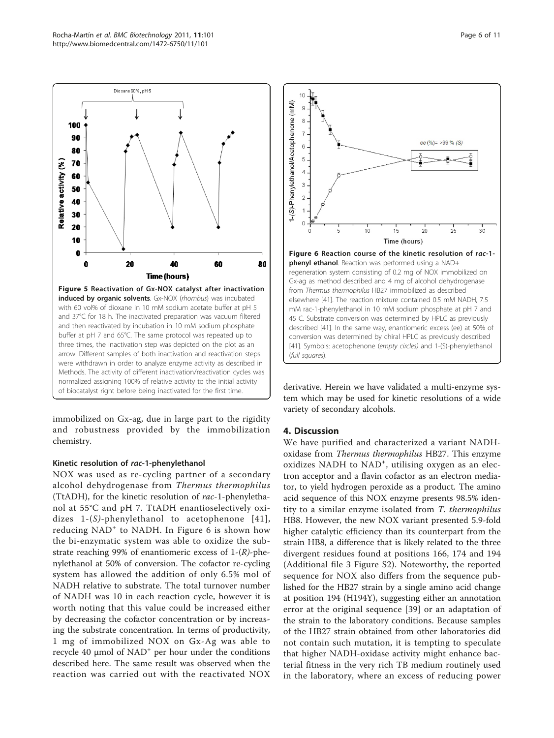Figure 5 **Reactivation of Gx-NOX catalyst after inactivation induced by organic solvents**. Gx-NOX (*rhombus*) was incubated with 60 vol% of dioxane in 10 mM sodium acetate buffer at pH 5 and 37°C for 18 h. The inactivated preparation was vacuum filtered and then reactivated by incubation in 10 mM sodium phosphate buffer at pH 7 and 65°C. The same protocol was repeated up to three times, the inactivation step was depicted on the plot as an arrow. Different samples of both inactivation and reactivation steps were withdrawn in order to analyze enzyme activity as described in Methods. The activity of different inactivation/reactivation cycles was normalized assigning 100% of relative activity to the initial activity of biocatalyst right before being inactivated for the first time.

immobilized on Gx-ag, due in large part to the rigidity and robustness provided by the immobilization chemistry.

### Kinetic resolution of *rac*-1-phenylethanol

NOX was used as re-cycling partner of a secondary alcohol dehydrogenase from *Thermus thermophilus* (TtADH), for the kinetic resolution of *rac*-1-phenylethanol at 55°C and pH 7. TtADH enantioselectively oxidizes 1-(*S*)-phenylethanol to acetophenone [41], reducing $NAD^+$ to NADH. In Figure 6 is shown how the bi-enzymatic system was able to oxidize the substrate reaching 99% of enantiomeric excess of 1-(*R*)-phenylethanol at 50% of conversion. The cofactor re-cycling system has allowed the addition of only 6.5% mol of NADH relative to substrate. The total turnover number of NADH was 10 in each reaction cycle, however it is worth noting that this value could be increased either by decreasing the cofactor concentration or by increasing the substrate concentration. In terms of productivity, 1 mg of immobilized NOX on Gx-Ag was able to recycle 40 μmol of $NAD^+$ per hour under the conditions described here. The same result was observed when the reaction was carried out with the reactivated NOX derivative. Herein we have validated a multi-enzyme system which may be used for kinetic resolutions of a wide variety of secondary alcohols.

Figure 6 **Reaction course of the kinetic resolution of *rac*-1-phenyl ethanol**. Reaction was performed using a NAD+ regeneration system consisting of 0.2 mg of NOX immobilized on Gx-ag as method described and 4 mg of alcohol dehydrogenase from *Thermus thermophilus* HB27 immobilized as described elsewhere [41]. The reaction mixture contained 0.5 mM NADH, 7.5 mM rac-1-phenylethanol in 10 mM sodium phosphate at pH 7 and 45 C. Substrate conversion was determined by HPLC as previously described [41]. In the same way, enantiomeric excess (ee) at 50% of conversion was determined by chiral HPLC as previously described [41]. Symbols: acetophenone (*empty circles*) and 1-(S)-phenylethanol (*full squares*).

## 4. Discussion

We have purified and characterized a variant NADH-oxidase from *Thermus thermophilus* HB27. This enzyme oxidizes NADH to $NAD^+$, utilising oxygen as an electron acceptor and a flavin cofactor as an electron mediator, to yield hydrogen peroxide as a product. The amino acid sequence of this NOX enzyme presents 98.5% identity to a similar enzyme isolated from *T. thermophilus* HB8. However, the new NOX variant presented 5.9-fold higher catalytic efficiency than its counterpart from the strain HB8, a difference that is likely related to the three divergent residues found at positions 166, 174 and 194 (Additional file 3 Figure S2). Noteworthy, the reported sequence for NOX also differs from the sequence published for the HB27 strain by a single amino acid change at position 194 (H194Y), suggesting either an annotation error at the original sequence [39] or an adaptation of the strain to the laboratory conditions. Because samples of the HB27 strain obtained from other laboratories did not contain such mutation, it is tempting to speculate that higher NADH-oxidase activity might enhance bacterial fitness in the very rich TB medium routinely used in the laboratory, where an excess of reducing power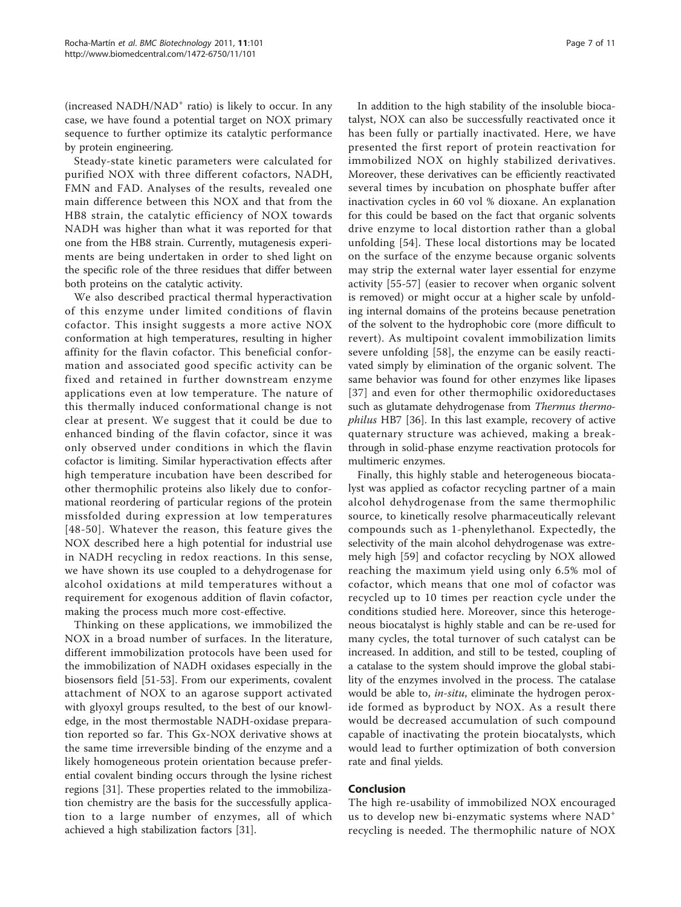(increased NADH/$NAD^+$ ratio) is likely to occur. In any case, we have found a potential target on NOX primary sequence to further optimize its catalytic performance by protein engineering.

Steady-state kinetic parameters were calculated for purified NOX with three different cofactors, NADH, FMN and FAD. Analyses of the results, revealed one main difference between this NOX and that from the HB8 strain, the catalytic efficiency of NOX towards NADH was higher than what it was reported for that one from the HB8 strain. Currently, mutagenesis experiments are being undertaken in order to shed light on the specific role of the three residues that differ between both proteins on the catalytic activity.

We also described practical thermal hyperactivation of this enzyme under limited conditions of flavin cofactor. This insight suggests a more active NOX conformation at high temperatures, resulting in higher affinity for the flavin cofactor. This beneficial conformation and associated good specific activity can be fixed and retained in further downstream enzyme applications even at low temperature. The nature of this thermally induced conformational change is not clear at present. We suggest that it could be due to enhanced binding of the flavin cofactor, since it was only observed under conditions in which the flavin cofactor is limiting. Similar hyperactivation effects after high temperature incubation have been described for other thermophilic proteins also likely due to conformational reordering of particular regions of the protein missfolded during expression at low temperatures [48-50]. Whatever the reason, this feature gives the NOX described here a high potential for industrial use in NADH recycling in redox reactions. In this sense, we have shown its use coupled to a dehydrogenase for alcohol oxidations at mild temperatures without a requirement for exogenous addition of flavin cofactor, making the process much more cost-effective.

Thinking on these applications, we immobilized the NOX in a broad number of surfaces. In the literature, different immobilization protocols have been used for the immobilization of NADH oxidases especially in the biosensors field [51-53]. From our experiments, covalent attachment of NOX to an agarose support activated with glyoxyl groups resulted, to the best of our knowledge, in the most thermostable NADH-oxidase preparation reported so far. This Gx-NOX derivative shows at the same time irreversible binding of the enzyme and a likely homogeneous protein orientation because preferential covalent binding occurs through the lysine richest regions [31]. These properties related to the immobilization chemistry are the basis for the successfully application to a large number of enzymes, all of which achieved a high stabilization factors [31].

In addition to the high stability of the insoluble biocatalyst, NOX can also be successfully reactivated once it has been fully or partially inactivated. Here, we have presented the first report of protein reactivation for immobilized NOX on highly stabilized derivatives. Moreover, these derivatives can be efficiently reactivated several times by incubation on phosphate buffer after inactivation cycles in 60 vol % dioxane. An explanation for this could be based on the fact that organic solvents drive enzyme to local distortion rather than a global unfolding [54]. These local distortions may be located on the surface of the enzyme because organic solvents may strip the external water layer essential for enzyme activity [55-57] (easier to recover when organic solvent is removed) or might occur at a higher scale by unfolding internal domains of the proteins because penetration of the solvent to the hydrophobic core (more difficult to revert). As multipoint covalent immobilization limits severe unfolding [58], the enzyme can be easily reactivated simply by elimination of the organic solvent. The same behavior was found for other enzymes like lipases [37] and even for other thermophilic oxidoreductases such as glutamate dehydrogenase from *Thermus thermophilus* HB7 [36]. In this last example, recovery of active quaternary structure was achieved, making a breakthrough in solid-phase enzyme reactivation protocols for multimeric enzymes.

Finally, this highly stable and heterogeneous biocatalyst was applied as cofactor recycling partner of a main alcohol dehydrogenase from the same thermophilic source, to kinetically resolve pharmaceutically relevant compounds such as 1-phenylethanol. Expectedly, the selectivity of the main alcohol dehydrogenase was extremely high [59] and cofactor recycling by NOX allowed reaching the maximum yield using only 6.5% mol of cofactor, which means that one mol of cofactor was recycled up to 10 times per reaction cycle under the conditions studied here. Moreover, since this heterogeneous biocatalyst is highly stable and can be re-used for many cycles, the total turnover of such catalyst can be increased. In addition, and still to be tested, coupling of a catalase to the system should improve the global stability of the enzymes involved in the process. The catalase would be able to, *in-situ*, eliminate the hydrogen peroxide formed as byproduct by NOX. As a result there would be decreased accumulation of such compound capable of inactivating the protein biocatalysts, which would lead to further optimization of both conversion rate and final yields.

## Conclusion

The high re-usability of immobilized NOX encouraged us to develop new bi-enzymatic systems where $NAD^+$ recycling is needed. The thermophilic nature of NOX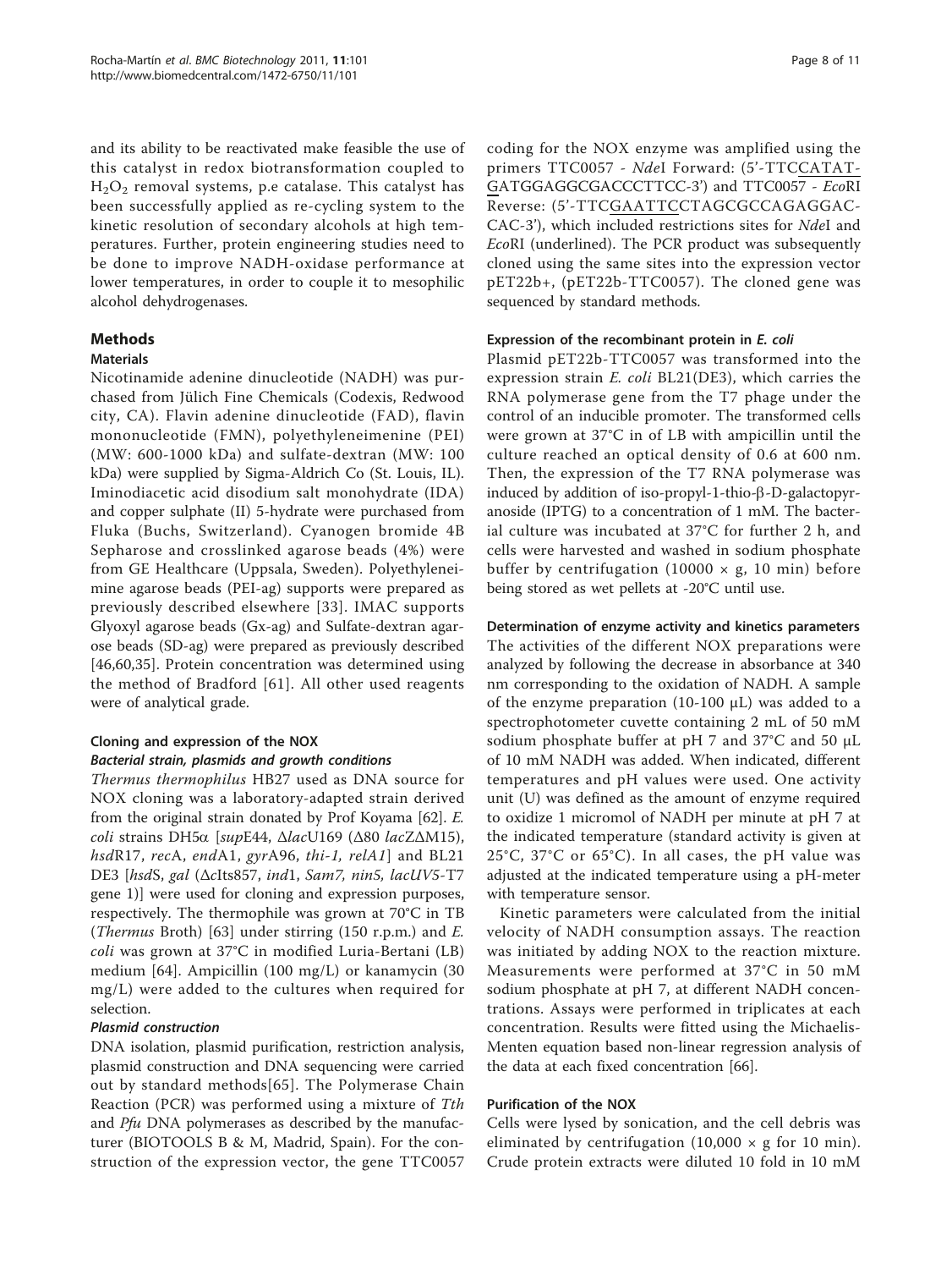and its ability to be reactivated make feasible the use of this catalyst in redox biotransformation coupled to $H_2O_2$ removal systems, p.e catalase. This catalyst has been successfully applied as re-cycling system to the kinetic resolution of secondary alcohols at high temperatures. Further, protein engineering studies need to be done to improve NADH-oxidase performance at lower temperatures, in order to couple it to mesophilic alcohol dehydrogenases.

## Methods

### Materials

Nicotinamide adenine dinucleotide (NADH) was purchased from Jülich Fine Chemicals (Codexis, Redwood city, CA). Flavin adenine dinucleotide (FAD), flavin mononucleotide (FMN), polyethyleneimenine (PEI) (MW: 600-1000 kDa) and sulfate-dextran (MW: 100 kDa) were supplied by Sigma-Aldrich Co (St. Louis, IL). Iminodiacetic acid disodium salt monohydrate (IDA) and copper sulphate (II) 5-hydrate were purchased from Fluka (Buchs, Switzerland). Cyanogen bromide 4B Sepharose and crosslinked agarose beads (4%) were from GE Healthcare (Uppsala, Sweden). Polyethyleneimine agarose beads (PEI-ag) supports were prepared as previously described elsewhere [33]. IMAC supports Glyoxyl agarose beads (Gx-ag) and Sulfate-dextran agarose beads (SD-ag) were prepared as previously described [46,60,35]. Protein concentration was determined using the method of Bradford [61]. All other used reagents were of analytical grade.

### Cloning and expression of the NOX

#### *Bacterial strain, plasmids and growth conditions*

*Thermus thermophilus* HB27 used as DNA source for NOX cloning was a laboratory-adapted strain derived from the original strain donated by Prof Koyama [62]. *E. coli* strains DH5α [*sup*E44, Δ*lac*U169 (Δ80 *lac*ZΔM15), *hsd*R17, *rec*A, *end*A1, *gyr*A96, *thi-1, relA1*] and BL21 DE3 [*hsd*S, *gal* (Δ*c*Its857, *ind*1, *Sam7, nin5, lacUV5*-T7 gene 1)] were used for cloning and expression purposes, respectively. The thermophile was grown at 70°C in TB (*Thermus* Broth) [63] under stirring (150 r.p.m.) and *E. coli* was grown at 37°C in modified Luria-Bertani (LB) medium [64]. Ampicillin (100 mg/L) or kanamycin (30 mg/L) were added to the cultures when required for selection.

#### *Plasmid construction*

DNA isolation, plasmid purification, restriction analysis, plasmid construction and DNA sequencing were carried out by standard methods[65]. The Polymerase Chain Reaction (PCR) was performed using a mixture of *Tth* and *Pfu* DNA polymerases as described by the manufacturer (BIOTOOLS B & M, Madrid, Spain). For the construction of the expression vector, the gene TTC0057 coding for the NOX enzyme was amplified using the primers TTC0057 - *Nde*I Forward: (5'-TTCCATATGATGGAGGCGACCCTTCC-3') and TTC0057 - *Eco*RI Reverse: (5'-TTCGAATTCCTAGCGCCAGAGGACCAC-3'), which included restrictions sites for *Nde*I and *Eco*RI (underlined). The PCR product was subsequently cloned using the same sites into the expression vector pET22b+, (pET22b-TTC0057). The cloned gene was sequenced by standard methods.

#### Expression of the recombinant protein in *E. coli*

Plasmid pET22b-TTC0057 was transformed into the expression strain *E. coli* BL21(DE3), which carries the RNA polymerase gene from the T7 phage under the control of an inducible promoter. The transformed cells were grown at 37°C in of LB with ampicillin until the culture reached an optical density of 0.6 at 600 nm. Then, the expression of the T7 RNA polymerase was induced by addition of iso-propyl-1-thio-β-D-galactopyranoside (IPTG) to a concentration of 1 mM. The bacterial culture was incubated at 37°C for further 2 h, and cells were harvested and washed in sodium phosphate buffer by centrifugation (10000 × g, 10 min) before being stored as wet pellets at -20°C until use.

#### Determination of enzyme activity and kinetics parameters

The activities of the different NOX preparations were analyzed by following the decrease in absorbance at 340 nm corresponding to the oxidation of NADH. A sample of the enzyme preparation (10-100 μL) was added to a spectrophotometer cuvette containing 2 mL of 50 mM sodium phosphate buffer at pH 7 and 37°C and 50 μL of 10 mM NADH was added. When indicated, different temperatures and pH values were used. One activity unit (U) was defined as the amount of enzyme required to oxidize 1 micromol of NADH per minute at pH 7 at the indicated temperature (standard activity is given at 25°C, 37°C or 65°C). In all cases, the pH value was adjusted at the indicated temperature using a pH-meter with temperature sensor.

Kinetic parameters were calculated from the initial velocity of NADH consumption assays. The reaction was initiated by adding NOX to the reaction mixture. Measurements were performed at 37°C in 50 mM sodium phosphate at pH 7, at different NADH concentrations. Assays were performed in triplicates at each concentration. Results were fitted using the Michaelis-Menten equation based non-linear regression analysis of the data at each fixed concentration [66].

### Purification of the NOX

Cells were lysed by sonication, and the cell debris was eliminated by centrifugation (10,000 × g for 10 min). Crude protein extracts were diluted 10 fold in 10 mM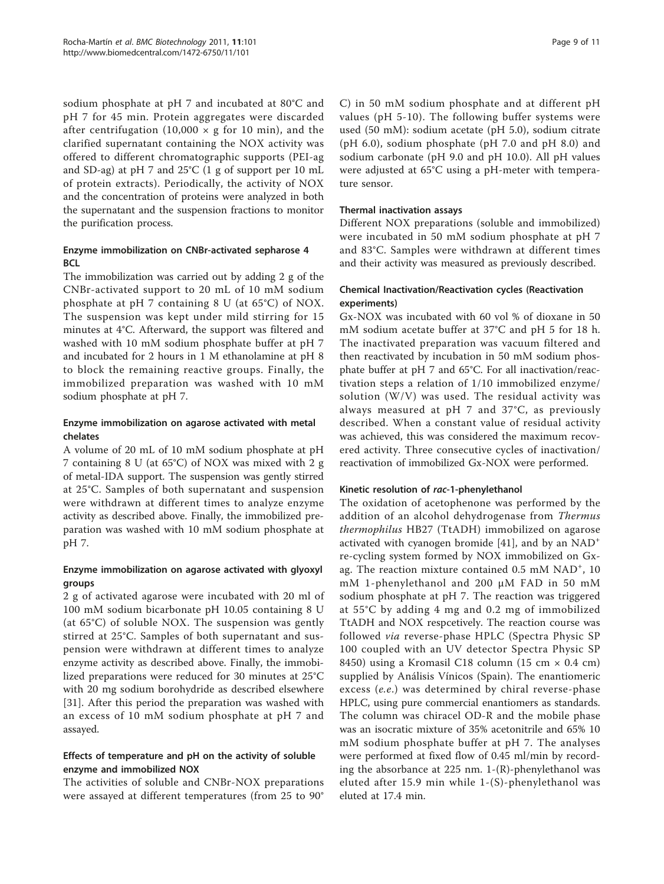sodium phosphate at pH 7 and incubated at 80°C and pH 7 for 45 min. Protein aggregates were discarded after centrifugation (10,000 × g for 10 min), and the clarified supernatant containing the NOX activity was offered to different chromatographic supports (PEI-ag and SD-ag) at pH 7 and 25°C (1 g of support per 10 mL of protein extracts). Periodically, the activity of NOX and the concentration of proteins were analyzed in both the supernatant and the suspension fractions to monitor the purification process.

### Enzyme immobilization on CNBr-activated sepharose 4 BCL

The immobilization was carried out by adding 2 g of the CNBr-activated support to 20 mL of 10 mM sodium phosphate at pH 7 containing 8 U (at 65°C) of NOX. The suspension was kept under mild stirring for 15 minutes at 4°C. Afterward, the support was filtered and washed with 10 mM sodium phosphate buffer at pH 7 and incubated for 2 hours in 1 M ethanolamine at pH 8 to block the remaining reactive groups. Finally, the immobilized preparation was washed with 10 mM sodium phosphate at pH 7.

### Enzyme immobilization on agarose activated with metal chelates

A volume of 20 mL of 10 mM sodium phosphate at pH 7 containing 8 U (at 65°C) of NOX was mixed with 2 g of metal-IDA support. The suspension was gently stirred at 25°C. Samples of both supernatant and suspension were withdrawn at different times to analyze enzyme activity as described above. Finally, the immobilized preparation was washed with 10 mM sodium phosphate at pH 7.

### Enzyme immobilization on agarose activated with glyoxyl groups

2 g of activated agarose were incubated with 20 ml of 100 mM sodium bicarbonate pH 10.05 containing 8 U (at 65°C) of soluble NOX. The suspension was gently stirred at 25°C. Samples of both supernatant and suspension were withdrawn at different times to analyze enzyme activity as described above. Finally, the immobilized preparations were reduced for 30 minutes at 25°C with 20 mg sodium borohydride as described elsewhere [31]. After this period the preparation was washed with an excess of 10 mM sodium phosphate at pH 7 and assayed.

### Effects of temperature and pH on the activity of soluble enzyme and immobilized NOX

The activities of soluble and CNBr-NOX preparations were assayed at different temperatures (from 25 to 90°C) in 50 mM sodium phosphate and at different pH values (pH 5-10). The following buffer systems were used (50 mM): sodium acetate (pH 5.0), sodium citrate (pH 6.0), sodium phosphate (pH 7.0 and pH 8.0) and sodium carbonate (pH 9.0 and pH 10.0). All pH values were adjusted at 65°C using a pH-meter with temperature sensor.

### Thermal inactivation assays

Different NOX preparations (soluble and immobilized) were incubated in 50 mM sodium phosphate at pH 7 and 83°C. Samples were withdrawn at different times and their activity was measured as previously described.

### Chemical Inactivation/Reactivation cycles (Reactivation experiments)

Gx-NOX was incubated with 60 vol % of dioxane in 50 mM sodium acetate buffer at 37°C and pH 5 for 18 h. The inactivated preparation was vacuum filtered and then reactivated by incubation in 50 mM sodium phosphate buffer at pH 7 and 65°C. For all inactivation/reactivation steps a relation of 1/10 immobilized enzyme/solution (W/V) was used. The residual activity was always measured at pH 7 and 37°C, as previously described. When a constant value of residual activity was achieved, this was considered the maximum recovered activity. Three consecutive cycles of inactivation/reactivation of immobilized Gx-NOX were performed.

### Kinetic resolution of *rac*-1-phenylethanol

The oxidation of acetophenone was performed by the addition of an alcohol dehydrogenase from *Thermus thermophilus* HB27 (TtADH) immobilized on agarose activated with cyanogen bromide [41], and by an $NAD^+$ re-cycling system formed by NOX immobilized on Gx-ag. The reaction mixture contained 0.5 mM $NAD^+$, 10 mM 1-phenylethanol and 200 μM FAD in 50 mM sodium phosphate at pH 7. The reaction was triggered at 55°C by adding 4 mg and 0.2 mg of immobilized TtADH and NOX respcetively. The reaction course was followed *via* reverse-phase HPLC (Spectra Physic SP 100 coupled with an UV detector Spectra Physic SP 8450) using a Kromasil C18 column (15 cm × 0.4 cm) supplied by Análisis Vínicos (Spain). The enantiomeric excess (*e.e.*) was determined by chiral reverse-phase HPLC, using pure commercial enantiomers as standards. The column was chiracel OD-R and the mobile phase was an isocratic mixture of 35% acetonitrile and 65% 10 mM sodium phosphate buffer at pH 7. The analyses were performed at fixed flow of 0.45 ml/min by recording the absorbance at 225 nm. 1-(R)-phenylethanol was eluted after 15.9 min while 1-(S)-phenylethanol was eluted at 17.4 min.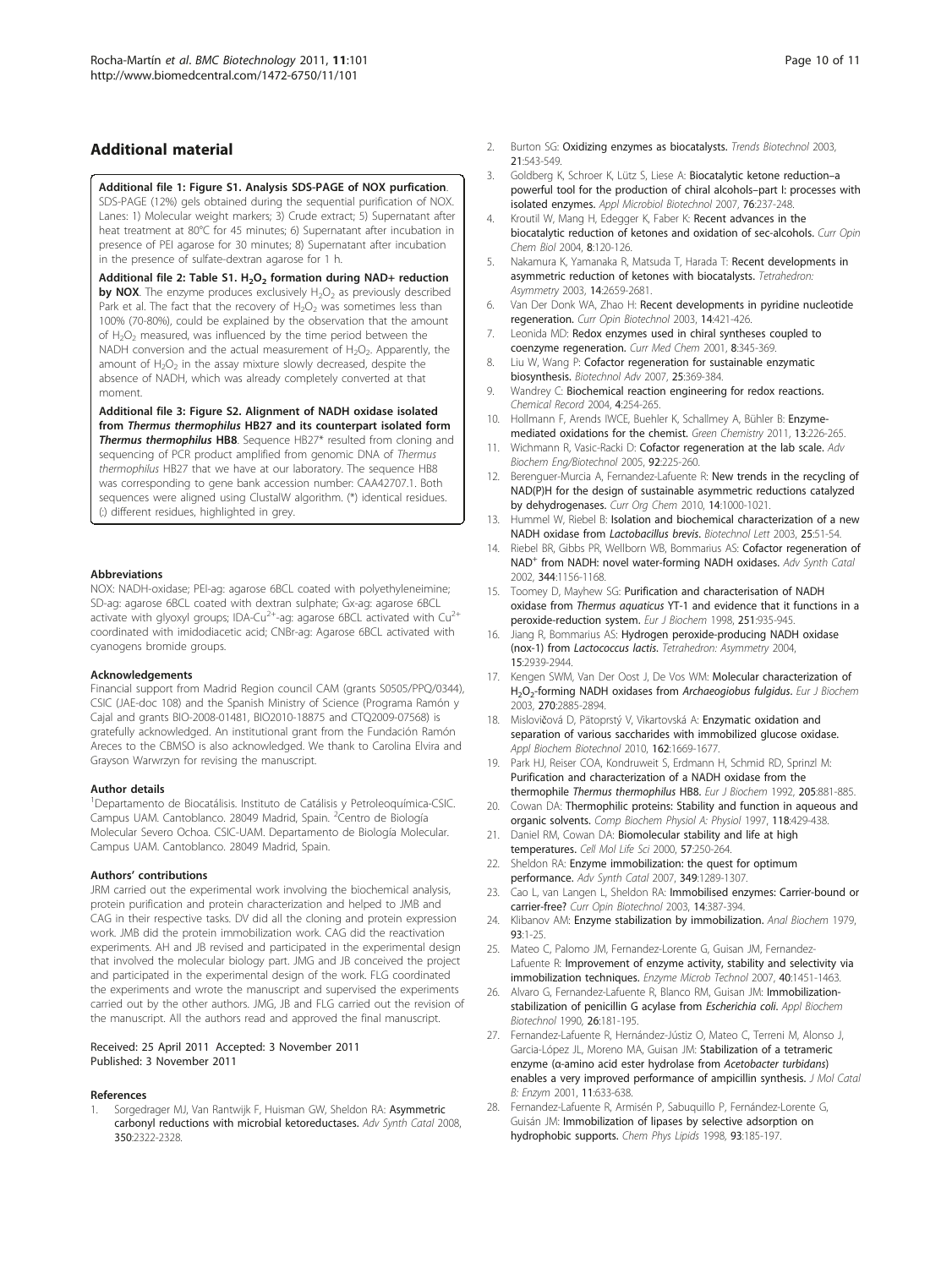## Additional material

**Additional file 1: Figure S1. Analysis SDS-PAGE of NOX purfication**. SDS-PAGE (12%) gels obtained during the sequential purification of NOX. Lanes: 1) Molecular weight markers; 3) Crude extract; 5) Supernatant after heat treatment at 80°C for 45 minutes; 6) Supernatant after incubation in presence of PEI agarose for 30 minutes; 8) Supernatant after incubation in the presence of sulfate-dextran agarose for 1 h.

**Additional file 2: Table S1. $H_2O_2$ formation during NAD+ reduction by NOX**. The enzyme produces exclusively $H_2O_2$ as previously described Park et al. The fact that the recovery of $H_2O_2$ was sometimes less than 100% (70-80%), could be explained by the observation that the amount of $H_2O_2$ measured, was influenced by the time period between the NADH conversion and the actual measurement of $H_2O_2$. Apparently, the amount of $H_2O_2$ in the assay mixture slowly decreased, despite the absence of NADH, which was already completely converted at that moment.

**Additional file 3: Figure S2. Alignment of NADH oxidase isolated from *Thermus thermophilus* HB27 and its counterpart isolated form *Thermus thermophilus* HB8**. Sequence HB27* resulted from cloning and sequencing of PCR product amplified from genomic DNA of *Thermus thermophilus* HB27 that we have at our laboratory. The sequence HB8 was corresponding to gene bank accession number: CAA42707.1. Both sequences were aligned using ClustalW algorithm. (*) identical residues. (:) different residues, highlighted in grey.

### Abbreviations

NOX: NADH-oxidase; PEI-ag: agarose 6BCL coated with polyethyleneimine; SD-ag: agarose 6BCL coated with dextran sulphate; Gx-ag: agarose 6BCL activate with glyoxyl groups; IDA-$Cu^{2+}$-ag: agarose 6BCL activated with $Cu^{2+}$ coordinated with imidodiacetic acid; CNBr-ag: Agarose 6BCL activated with cyanogens bromide groups.

### Acknowledgements

Financial support from Madrid Region council CAM (grants S0505/PPQ/0344), CSIC (JAE-doc 108) and the Spanish Ministry of Science (Programa Ramón y Cajal and grants BIO-2008-01481, BIO2010-18875 and CTQ2009-07568) is gratefully acknowledged. An institutional grant from the Fundación Ramón Areces to the CBMSO is also acknowledged. We thank to Carolina Elvira and Grayson Warwrzyn for revising the manuscript.

### Author details

[1]Departamento de Biocatálisis. Instituto de Catálisis y Petroleoquímica-CSIC. Campus UAM. Cantoblanco. 28049 Madrid, Spain. [2]Centro de Biología Molecular Severo Ochoa. CSIC-UAM. Departamento de Biología Molecular. Campus UAM. Cantoblanco. 28049 Madrid, Spain.

### Authors' contributions

JRM carried out the experimental work involving the biochemical analysis, protein purification and protein characterization and helped to JMB and CAG in their respective tasks. DV did all the cloning and protein expression work. JMB did the protein immobilization work. CAG did the reactivation experiments. AH and JB revised and participated in the experimental design that involved the molecular biology part. JMG and JB conceived the project and participated in the experimental design of the work. FLG coordinated the experiments and wrote the manuscript and supervised the experiments carried out by the other authors. JMG, JB and FLG carried out the revision of the manuscript. All the authors read and approved the final manuscript.

Received: 25 April 2011 Accepted: 3 November 2011
Published: 3 November 2011

### References

1. Sorgedrager MJ, Van Rantwijk F, Huisman GW, Sheldon RA: **Asymmetric carbonyl reductions with microbial ketoreductases.** *Adv Synth Catal* 2008, **350**:2322-2328.
2. Burton SG: **Oxidizing enzymes as biocatalysts.** *Trends Biotechnol* 2003, **21**:543-549.
3. Goldberg K, Schroer K, Lütz S, Liese A: **Biocatalytic ketone reduction–a powerful tool for the production of chiral alcohols–part I: processes with isolated enzymes.** *Appl Microbiol Biotechnol* 2007, **76**:237-248.
4. Kroutil W, Mang H, Edegger K, Faber K: **Recent advances in the biocatalytic reduction of ketones and oxidation of sec-alcohols.** *Curr Opin Chem Biol* 2004, **8**:120-126.
5. Nakamura K, Yamanaka R, Matsuda T, Harada T: **Recent developments in asymmetric reduction of ketones with biocatalysts.** *Tetrahedron: Asymmetry* 2003, **14**:2659-2681.
6. Van Der Donk WA, Zhao H: **Recent developments in pyridine nucleotide regeneration.** *Curr Opin Biotechnol* 2003, **14**:421-426.
7. Leonida MD: **Redox enzymes used in chiral syntheses coupled to coenzyme regeneration.** *Curr Med Chem* 2001, **8**:345-369.
8. Liu W, Wang P: **Cofactor regeneration for sustainable enzymatic biosynthesis.** *Biotechnol Adv* 2007, **25**:369-384.
9. Wandrey C: **Biochemical reaction engineering for redox reactions.** *Chemical Record* 2004, **4**:254-265.
10. Hollmann F, Arends IWCE, Buehler K, Schallmey A, Bühler B: **Enzyme-mediated oxidations for the chemist.** *Green Chemistry* 2011, **13**:226-265.
11. Wichmann R, Vasic-Racki D: **Cofactor regeneration at the lab scale.** *Adv Biochem Eng/Biotechnol* 2005, **92**:225-260.
12. Berenguer-Murcia A, Fernandez-Lafuente R: **New trends in the recycling of NAD(P)H for the design of sustainable asymmetric reductions catalyzed by dehydrogenases.** *Curr Org Chem* 2010, **14**:1000-1021.
13. Hummel W, Riebel B: **Isolation and biochemical characterization of a new NADH oxidase from *Lactobacillus brevis*.** *Biotechnol Lett* 2003, **25**:51-54.
14. Riebel BR, Gibbs PR, Wellborn WB, Bommarius AS: **Cofactor regeneration of $NAD^+$ from NADH: novel water-forming NADH oxidases.** *Adv Synth Catal* 2002, **344**:1156-1168.
15. Toomey D, Mayhew SG: **Purification and characterisation of NADH oxidase from *Thermus aquaticus* YT-1 and evidence that it functions in a peroxide-reduction system.** *Eur J Biochem* 1998, **251**:935-945.
16. Jiang R, Bommarius AS: **Hydrogen peroxide-producing NADH oxidase (nox-1) from *Lactococcus lactis*.** *Tetrahedron: Asymmetry* 2004, **15**:2939-2944.
17. Kengen SWM, Van Der Oost J, De Vos WM: **Molecular characterization of $H_2O_2$-forming NADH oxidases from *Archaeogiobus fulgidus*.** *Eur J Biochem* 2003, **270**:2885-2894.
18. Mislovičová D, Pätoprstý V, Vikartovská A: **Enzymatic oxidation and separation of various saccharides with immobilized glucose oxidase.** *Appl Biochem Biotechnol* 2010, **162**:1669-1677.
19. Park HJ, Reiser COA, Kondruweit S, Erdmann H, Schmid RD, Sprinzl M: **Purification and characterization of a NADH oxidase from the thermophile *Thermus thermophilus* HB8.** *Eur J Biochem* 1992, **205**:881-885.
20. Cowan DA: **Thermophilic proteins: Stability and function in aqueous and organic solvents.** *Comp Biochem Physiol A: Physiol* 1997, **118**:429-438.
21. Daniel RM, Cowan DA: **Biomolecular stability and life at high temperatures.** *Cell Mol Life Sci* 2000, **57**:250-264.
22. Sheldon RA: **Enzyme immobilization: the quest for optimum performance.** *Adv Synth Catal* 2007, **349**:1289-1307.
23. Cao L, van Langen L, Sheldon RA: **Immobilised enzymes: Carrier-bound or carrier-free?** *Curr Opin Biotechnol* 2003, **14**:387-394.
24. Klibanov AM: **Enzyme stabilization by immobilization.** *Anal Biochem* 1979, **93**:1-25.
25. Mateo C, Palomo JM, Fernandez-Lorente G, Guisan JM, Fernandez-Lafuente R: **Improvement of enzyme activity, stability and selectivity via immobilization techniques.** *Enzyme Microb Technol* 2007, **40**:1451-1463.
26. Alvaro G, Fernandez-Lafuente R, Blanco RM, Guisan JM: **Immobilization-stabilization of penicillin G acylase from *Escherichia coli*.** *Appl Biochem Biotechnol* 1990, **26**:181-195.
27. Fernandez-Lafuente R, Hernández-Jústiz O, Mateo C, Terreni M, Alonso J, García-López JL, Moreno MA, Guisan JM: **Stabilization of a tetrameric enzyme (α-amino acid ester hydrolase from *Acetobacter turbidans*) enables a very improved performance of ampicillin synthesis.** *J Mol Catal B: Enzym* 2001, **11**:633-638.
28. Fernandez-Lafuente R, Armisén P, Sabuquillo P, Fernández-Lorente G, Guisán JM: **Immobilization of lipases by selective adsorption on hydrophobic supports.** *Chem Phys Lipids* 1998, **93**:185-197.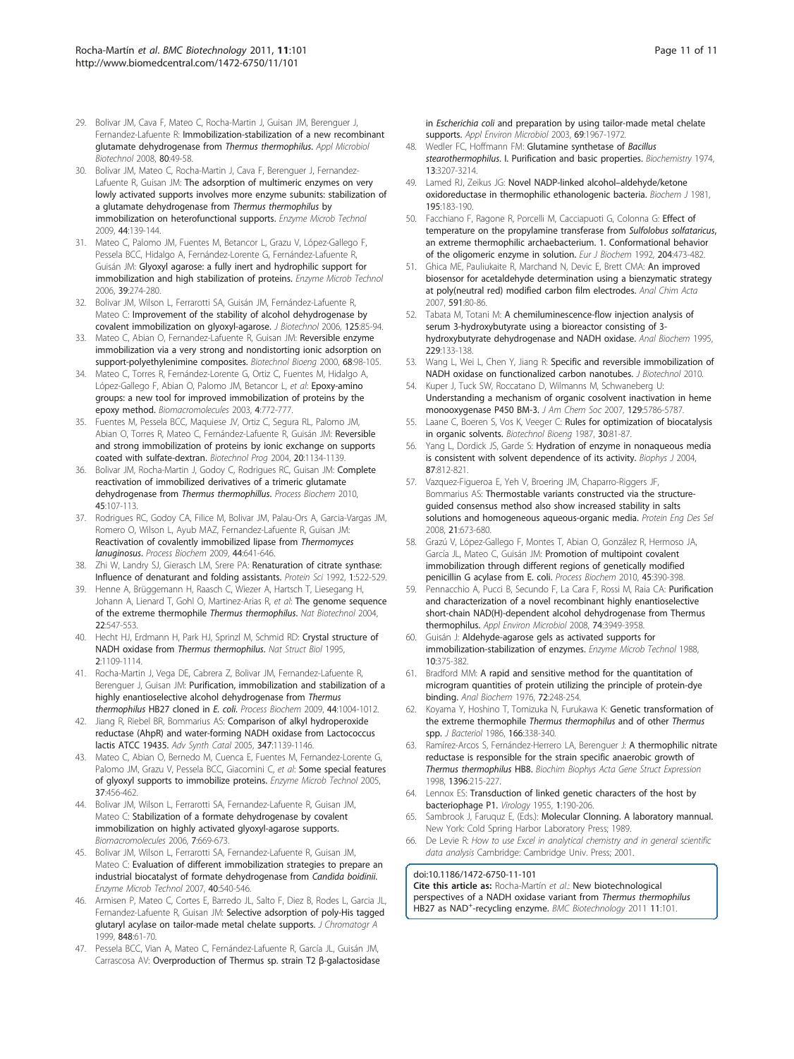29. Bolivar JM, Cava F, Mateo C, Rocha-Martin J, Guisan JM, Berenguer J, Fernandez-Lafuente R: Immobilization-stabilization of a new recombinant glutamate dehydrogenase from *Thermus thermophilus*. *Appl Microbiol Biotechnol* 2008, 80:49-58.
30. Bolivar JM, Mateo C, Rocha-Martin J, Cava F, Berenguer J, Fernandez-Lafuente R, Guisan JM: The adsorption of multimeric enzymes on very lowly activated supports involves more enzyme subunits: stabilization of a glutamate dehydrogenase from *Thermus thermophilus* by immobilization on heterofunctional supports. *Enzyme Microb Technol* 2009, 44:139-144.
31. Mateo C, Palomo JM, Fuentes M, Betancor L, Grazu V, López-Gallego F, Pessela BCC, Hidalgo A, Fernández-Lorente G, Fernández-Lafuente R, Guisán JM: Glyoxyl agarose: a fully inert and hydrophilic support for immobilization and high stabilization of proteins. *Enzyme Microb Technol* 2006, 39:274-280.
32. Bolivar JM, Wilson L, Ferrarotti SA, Guisán JM, Fernández-Lafuente R, Mateo C: Improvement of the stability of alcohol dehydrogenase by covalent immobilization on glyoxyl-agarose. *J Biotechnol* 2006, 125:85-94.
33. Mateo C, Abian O, Fernandez-Lafuente R, Guisan JM: Reversible enzyme immobilization via a very strong and nondistorting ionic adsorption on support-polyethylenimine composites. *Biotechnol Bioeng* 2000, 68:98-105.
34. Mateo C, Torres R, Fernández-Lorente G, Ortiz C, Fuentes M, Hidalgo A, López-Gallego F, Abian O, Palomo JM, Betancor L, *et al*: Epoxy-amino groups: a new tool for improved immobilization of proteins by the epoxy method. *Biomacromolecules* 2003, 4:772-777.
35. Fuentes M, Pessela BCC, Maquiese JV, Ortiz C, Segura RL, Palomo JM, Abian O, Torres R, Mateo C, Fernández-Lafuente R, Guisán JM: Reversible and strong immobilization of proteins by ionic exchange on supports coated with sulfate-dextran. *Biotechnol Prog* 2004, 20:1134-1139.
36. Bolivar JM, Rocha-Martin J, Godoy C, Rodrigues RC, Guisan JM: Complete reactivation of immobilized derivatives of a trimeric glutamate dehydrogenase from *Thermus thermophillus*. *Process Biochem* 2010, 45:107-113.
37. Rodrigues RC, Godoy CA, Filice M, Bolivar JM, Palau-Ors A, Garcia-Vargas JM, Romero O, Wilson L, Ayub MAZ, Fernandez-Lafuente R, Guisan JM: Reactivation of covalently immobilized lipase from *Thermomyces lanuginosus*. *Process Biochem* 2009, 44:641-646.
38. Zhi W, Landry SJ, Gierasch LM, Srere PA: Renaturation of citrate synthase: Influence of denaturant and folding assistants. *Protein Sci* 1992, 1:522-529.
39. Henne A, Brüggemann H, Raasch C, Wiezer A, Hartsch T, Liesegang H, Johann A, Lienard T, Gohl O, Martinez-Arias R, *et al*: The genome sequence of the extreme thermophile *Thermus thermophilus*. *Nat Biotechnol* 2004, 22:547-553.
40. Hecht HJ, Erdmann H, Park HJ, Sprinzl M, Schmid RD: Crystal structure of NADH oxidase from *Thermus thermophilus*. *Nat Struct Biol* 1995, 2:1109-1114.
41. Rocha-Martin J, Vega DE, Cabrera Z, Bolivar JM, Fernandez-Lafuente R, Berenguer J, Guisan JM: Purification, immobilization and stabilization of a highly enantioselective alcohol dehydrogenase from *Thermus thermophilus* HB27 cloned in *E. coli*. *Process Biochem* 2009, 44:1004-1012.
42. Jiang R, Riebel BR, Bommarius AS: Comparison of alkyl hydroperoxide reductase (AhpR) and water-forming NADH oxidase from Lactococcus lactis ATCC 19435. *Adv Synth Catal* 2005, 347:1139-1146.
43. Mateo C, Abian O, Bernedo M, Cuenca E, Fuentes M, Fernandez-Lorente G, Palomo JM, Grazu V, Pessela BCC, Giacomini C, *et al*: Some special features of glyoxyl supports to immobilize proteins. *Enzyme Microb Technol* 2005, 37:456-462.
44. Bolivar JM, Wilson L, Ferrarotti SA, Fernandez-Lafuente R, Guisan JM, Mateo C: Stabilization of a formate dehydrogenase by covalent immobilization on highly activated glyoxyl-agarose supports. *Biomacromolecules* 2006, 7:669-673.
45. Bolivar JM, Wilson L, Ferrarotti SA, Fernandez-Lafuente R, Guisan JM, Mateo C: Evaluation of different immobilization strategies to prepare an industrial biocatalyst of formate dehydrogenase from *Candida boidinii*. *Enzyme Microb Technol* 2007, 40:540-546.
46. Armisen P, Mateo C, Cortes E, Barredo JL, Salto F, Diez B, Rodes L, Garcia JL, Fernandez-Lafuente R, Guisan JM: Selective adsorption of poly-His tagged glutaryl acylase on tailor-made metal chelate supports. *J Chromatogr A* 1999, 848:61-70.
47. Pessela BCC, Vian A, Mateo C, Fernández-Lafuente R, García JL, Guisán JM, Carrascosa AV: Overproduction of Thermus sp. strain T2 β-galactosidase in *Escherichia coli* and preparation by using tailor-made metal chelate supports. *Appl Environ Microbiol* 2003, 69:1967-1972.
48. Wedler FC, Hoffmann FM: Glutamine synthetase of *Bacillus stearothermophilus*. I. Purification and basic properties. *Biochemistry* 1974, 13:3207-3214.
49. Lamed RJ, Zeikus JG: Novel NADP-linked alcohol–aldehyde/ketone oxidoreductase in thermophilic ethanologenic bacteria. *Biochem J* 1981, 195:183-190.
50. Facchiano F, Ragone R, Porcelli M, Cacciapuoti G, Colonna G: Effect of temperature on the propylamine transferase from *Sulfolobus solfataricus*, an extreme thermophilic archaebacterium. 1. Conformational behavior of the oligomeric enzyme in solution. *Eur J Biochem* 1992, 204:473-482.
51. Ghica ME, Pauliukaite R, Marchand N, Devic E, Brett CMA: An improved biosensor for acetaldehyde determination using a bienzymatic strategy at poly(neutral red) modified carbon film electrodes. *Anal Chim Acta* 2007, 591:80-86.
52. Tabata M, Totani M: A chemiluminescence-flow injection analysis of serum 3-hydroxybutyrate using a bioreactor consisting of 3-hydroxybutyrate dehydrogenase and NADH oxidase. *Anal Biochem* 1995, 229:133-138.
53. Wang L, Wei L, Chen Y, Jiang R: Specific and reversible immobilization of NADH oxidase on functionalized carbon nanotubes. *J Biotechnol* 2010.
54. Kuper J, Tuck SW, Roccatano D, Wilmanns M, Schwaneberg U: Understanding a mechanism of organic cosolvent inactivation in heme monooxygenase P450 BM-3. *J Am Chem Soc* 2007, 129:5786-5787.
55. Laane C, Boeren S, Vos K, Veeger C: Rules for optimization of biocatalysis in organic solvents. *Biotechnol Bioeng* 1987, 30:81-87.
56. Yang L, Dordick JS, Garde S: Hydration of enzyme in nonaqueous media is consistent with solvent dependence of its activity. *Biophys J* 2004, 87:812-821.
57. Vazquez-Figueroa E, Yeh V, Broering JM, Chaparro-Riggers JF, Bommarius AS: Thermostable variants constructed via the structure-guided consensus method also show increased stability in salts solutions and homogeneous aqueous-organic media. *Protein Eng Des Sel* 2008, 21:673-680.
58. Grazú V, López-Gallego F, Montes T, Abian O, González R, Hermoso JA, García JL, Mateo C, Guisán JM: Promotion of multipoint covalent immobilization through different regions of genetically modified penicillin G acylase from E. coli. *Process Biochem* 2010, 45:390-398.
59. Pennacchio A, Pucci B, Secundo F, La Cara F, Rossi M, Raia CA: Purification and characterization of a novel recombinant highly enantioselective short-chain NAD(H)-dependent alcohol dehydrogenase from Thermus thermophilus. *Appl Environ Microbiol* 2008, 74:3949-3958.
60. Guisán J: Aldehyde-agarose gels as activated supports for immobilization-stabilization of enzymes. *Enzyme Microb Technol* 1988, 10:375-382.
61. Bradford MM: A rapid and sensitive method for the quantitation of microgram quantities of protein utilizing the principle of protein-dye binding. *Anal Biochem* 1976, 72:248-254.
62. Koyama Y, Hoshino T, Tomizuka N, Furukawa K: Genetic transformation of the extreme thermophile *Thermus thermophilus* and of other *Thermus* spp. *J Bacteriol* 1986, 166:338-340.
63. Ramírez-Arcos S, Fernández-Herrero LA, Berenguer J: A thermophilic nitrate reductase is responsible for the strain specific anaerobic growth of *Thermus thermophilus* HB8. *Biochim Biophys Acta Gene Struct Expression* 1998, 1396:215-227.
64. Lennox ES: Transduction of linked genetic characters of the host by bacteriophage P1. *Virology* 1955, 1:190-206.
65. Sambrook J, Faruquz E, (Eds.): Molecular Clonning. A laboratory mannual. New York: Cold Spring Harbor Laboratory Press; 1989.
66. De Levie R: *How to use Excel in analytical chemistry and in general scientific data analysis* Cambridge: Cambridge Univ. Press; 2001.

doi:10.1186/1472-6750-11-101

**Cite this article as:** Rocha-Martín *et al.*: New biotechnological perspectives of a NADH oxidase variant from *Thermus thermophilus* HB27 as $NAD^+$-recycling enzyme. *BMC Biotechnology* 2011 11:101.